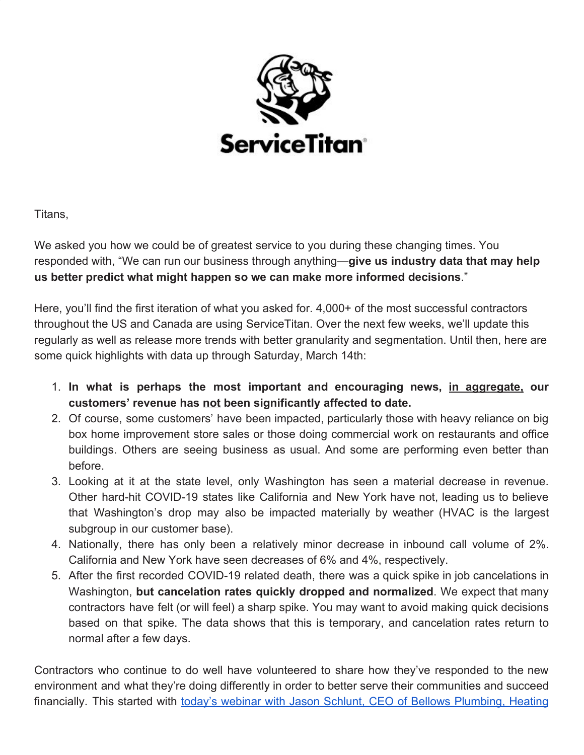ServiceTitan

Titans,

We asked you how we could be of greatest service to you during these changing times. You responded with, "We can run our business through anything—**give us industry data that may help us better predict what might happen so we can make more informed decisions**."

Here, you'll find the first iteration of what you asked for. 4,000+ of the most successful contractors throughout the US and Canada are using ServiceTitan. Over the next few weeks, we'll update this regularly as well as release more trends with better granularity and segmentation. Until then, here are some quick highlights with data up through Saturday, March 14th:

1. **In what is perhaps the most important and encouraging news, <u>in aggregate,</u> our customers' revenue has <u>not</u> been significantly affected to date.**
2. Of course, some customers' have been impacted, particularly those with heavy reliance on big box home improvement store sales or those doing commercial work on restaurants and office buildings. Others are seeing business as usual. And some are performing even better than before.
3. Looking at it at the state level, only Washington has seen a material decrease in revenue. Other hard-hit COVID-19 states like California and New York have not, leading us to believe that Washington's drop may also be impacted materially by weather (HVAC is the largest subgroup in our customer base).
4. Nationally, there has only been a relatively minor decrease in inbound call volume of 2%. California and New York have seen decreases of 6% and 4%, respectively.
5. After the first recorded COVID-19 related death, there was a quick spike in job cancelations in Washington, **but cancelation rates quickly dropped and normalized**. We expect that many contractors have felt (or will feel) a sharp spike. You may want to avoid making quick decisions based on that spike. The data shows that this is temporary, and cancelation rates return to normal after a few days.

Contractors who continue to do well have volunteered to share how they've responded to the new environment and what they're doing differently in order to better serve their communities and succeed financially. This started with today's webinar with Jason Schlunt, CEO of Bellows Plumbing, Heating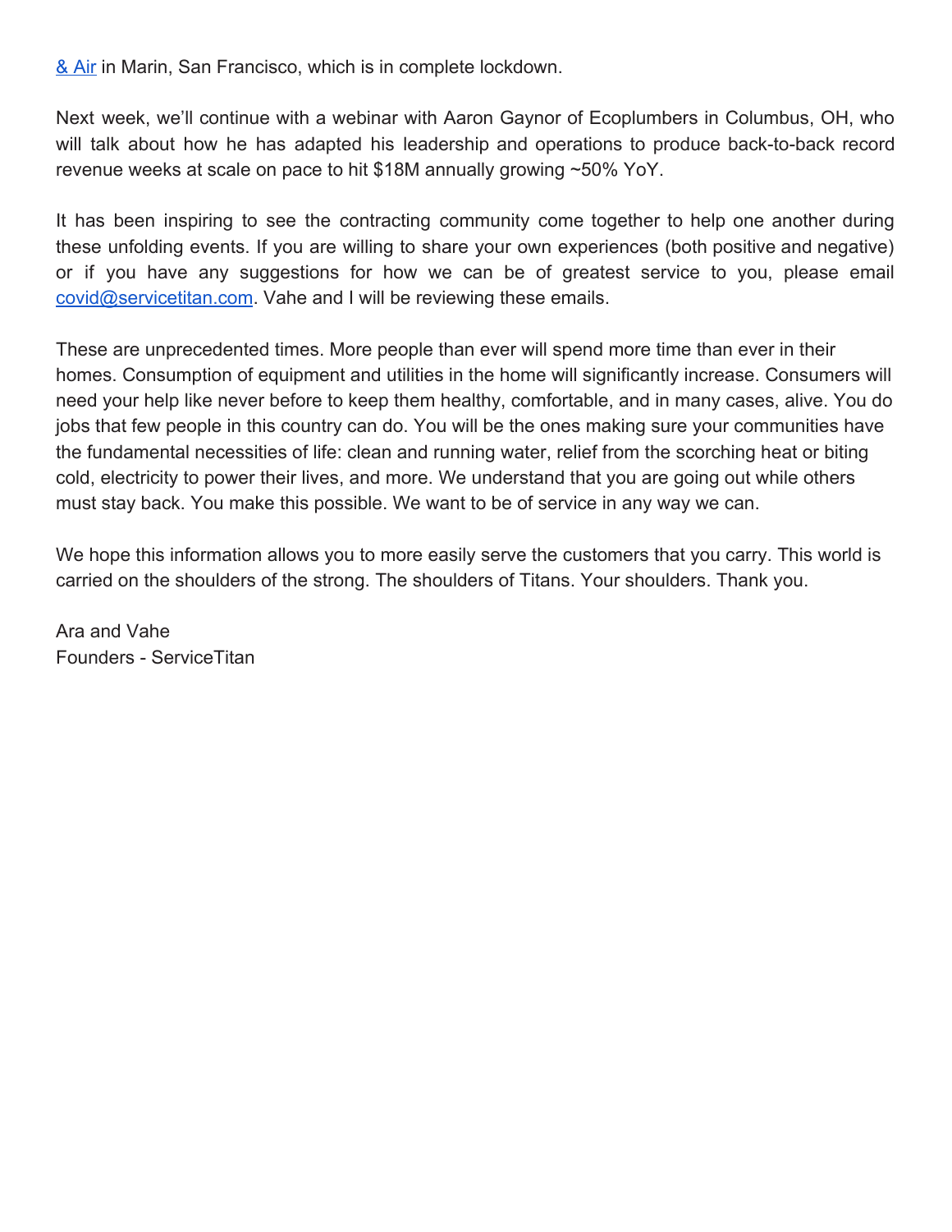[& Air](#) in Marin, San Francisco, which is in complete lockdown.

Next week, we'll continue with a webinar with Aaron Gaynor of Ecoplumbers in Columbus, OH, who will talk about how he has adapted his leadership and operations to produce back-to-back record revenue weeks at scale on pace to hit $18M annually growing ~50% YoY.

It has been inspiring to see the contracting community come together to help one another during these unfolding events. If you are willing to share your own experiences (both positive and negative) or if you have any suggestions for how we can be of greatest service to you, please email [covid@servicetitan.com](mailto:covid@servicetitan.com). Vahe and I will be reviewing these emails.

These are unprecedented times. More people than ever will spend more time than ever in their homes. Consumption of equipment and utilities in the home will significantly increase. Consumers will need your help like never before to keep them healthy, comfortable, and in many cases, alive. You do jobs that few people in this country can do. You will be the ones making sure your communities have the fundamental necessities of life: clean and running water, relief from the scorching heat or biting cold, electricity to power their lives, and more. We understand that you are going out while others must stay back. You make this possible. We want to be of service in any way we can.

We hope this information allows you to more easily serve the customers that you carry. This world is carried on the shoulders of the strong. The shoulders of Titans. Your shoulders. Thank you.

Ara and Vahe
Founders - ServiceTitan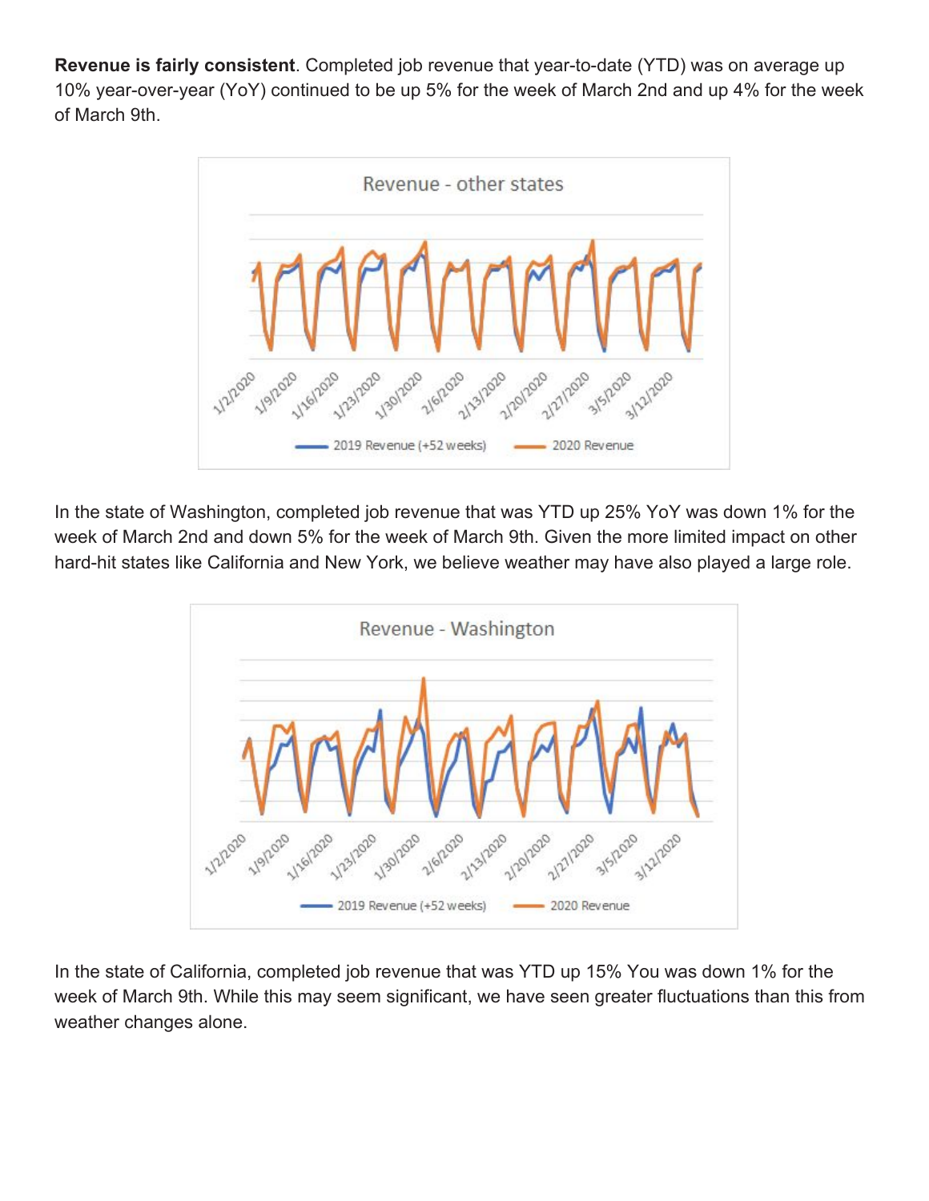**Revenue is fairly consistent**. Completed job revenue that year-to-date (YTD) was on average up 10% year-over-year (YoY) continued to be up 5% for the week of March 2nd and up 4% for the week of March 9th.

In the state of Washington, completed job revenue that was YTD up 25% YoY was down 1% for the week of March 2nd and down 5% for the week of March 9th. Given the more limited impact on other hard-hit states like California and New York, we believe weather may have also played a large role.

In the state of California, completed job revenue that was YTD up 15% You was down 1% for the week of March 9th. While this may seem significant, we have seen greater fluctuations than this from weather changes alone.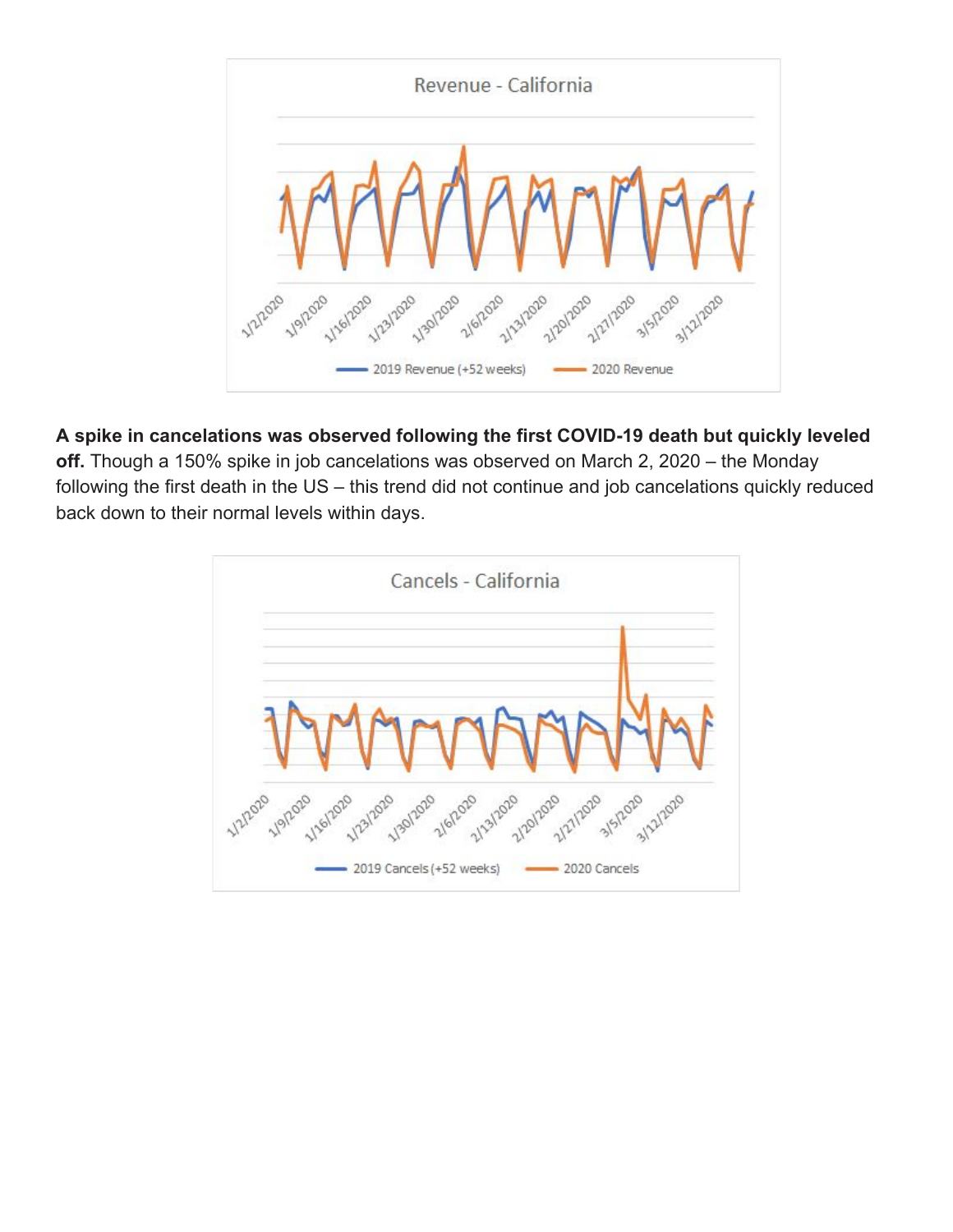**A spike in cancelations was observed following the first COVID-19 death but quickly leveled off.** Though a 150% spike in job cancelations was observed on March 2, 2020 – the Monday following the first death in the US – this trend did not continue and job cancelations quickly reduced back down to their normal levels within days.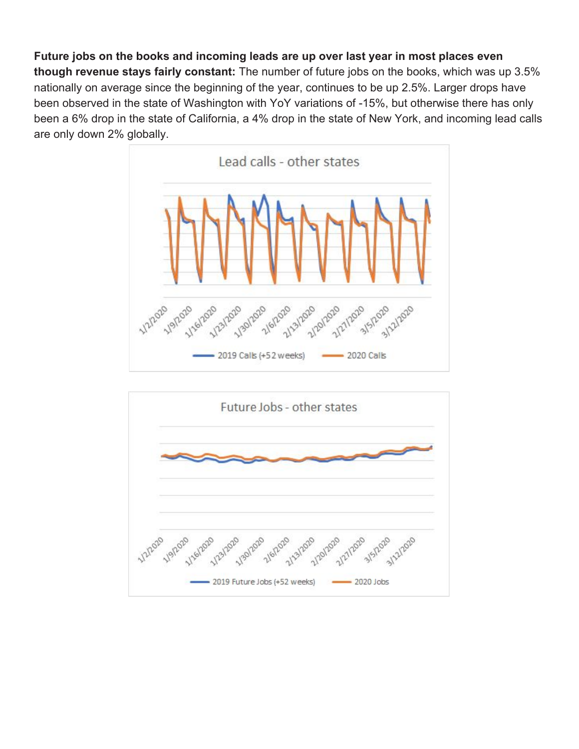**Future jobs on the books and incoming leads are up over last year in most places even though revenue stays fairly constant:** The number of future jobs on the books, which was up 3.5% nationally on average since the beginning of the year, continues to be up 2.5%. Larger drops have been observed in the state of Washington with YoY variations of -15%, but otherwise there has only been a 6% drop in the state of California, a 4% drop in the state of New York, and incoming lead calls are only down 2% globally.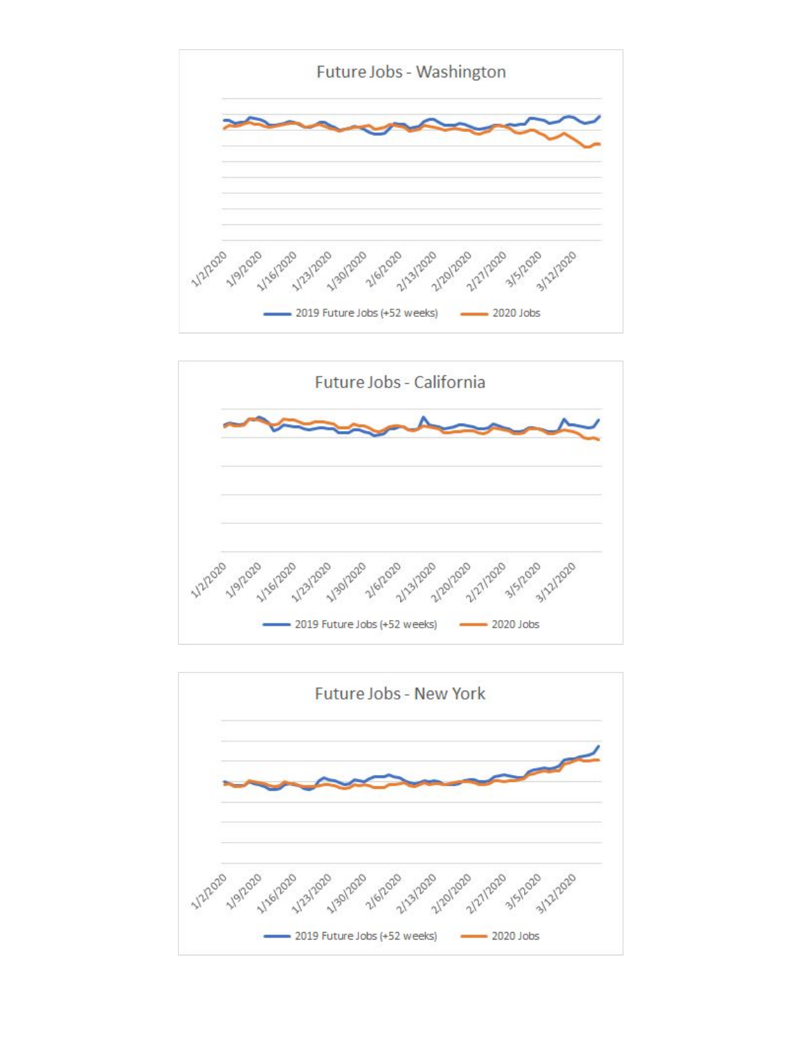Future Jobs - Washington

1/2/2020 1/9/2020 1/16/2020 1/23/2020 1/30/2020 2/6/2020 2/13/2020 2/20/2020 2/27/2020 3/5/2020 3/12/2020

2019 Future Jobs (+52 weeks) 2020 Jobs

Future Jobs - California

1/2/2020 1/9/2020 1/16/2020 1/23/2020 1/30/2020 2/6/2020 2/13/2020 2/20/2020 2/27/2020 3/5/2020 3/12/2020

2019 Future Jobs (+52 weeks) 2020 Jobs

Future Jobs - New York

1/2/2020 1/9/2020 1/16/2020 1/23/2020 1/30/2020 2/6/2020 2/13/2020 2/20/2020 2/27/2020 3/5/2020 3/12/2020

2019 Future Jobs (+52 weeks) 2020 Jobs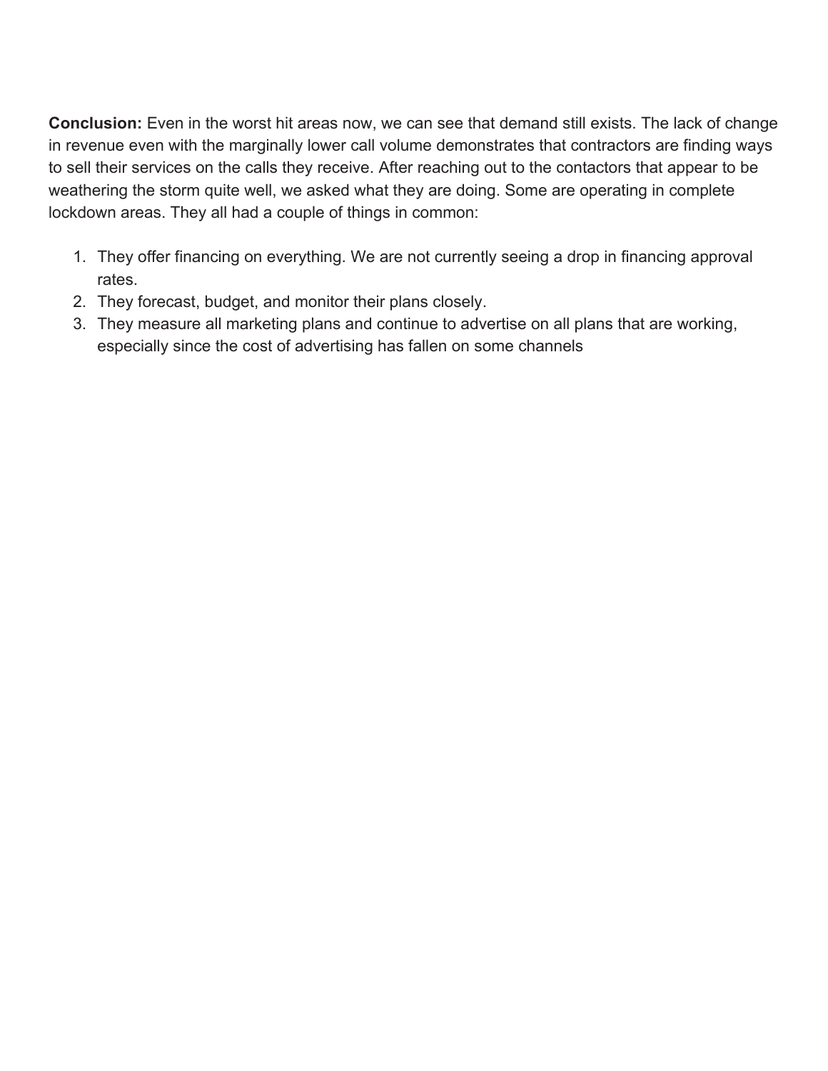**Conclusion:** Even in the worst hit areas now, we can see that demand still exists. The lack of change in revenue even with the marginally lower call volume demonstrates that contractors are finding ways to sell their services on the calls they receive. After reaching out to the contactors that appear to be weathering the storm quite well, we asked what they are doing. Some are operating in complete lockdown areas. They all had a couple of things in common:

1. They offer financing on everything. We are not currently seeing a drop in financing approval rates.
2. They forecast, budget, and monitor their plans closely.
3. They measure all marketing plans and continue to advertise on all plans that are working, especially since the cost of advertising has fallen on some channels